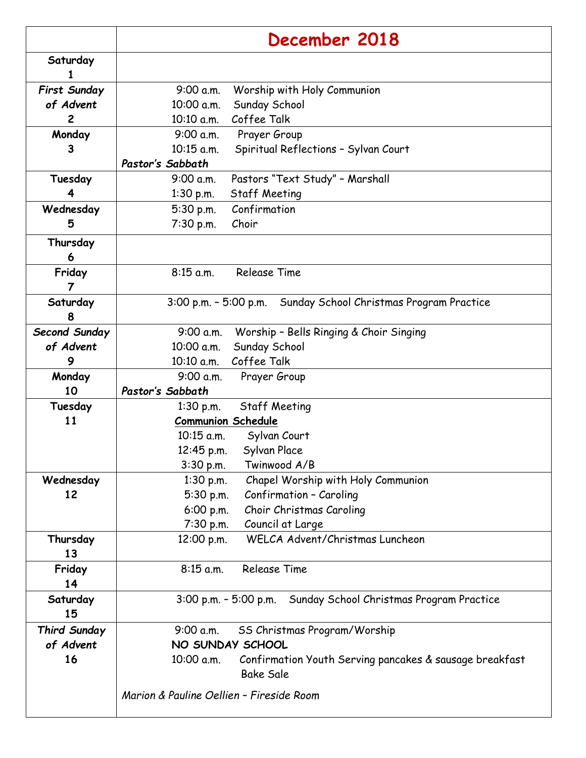| | **December 2018** |
|---|---|
| **Saturday 1** | |
| ***First Sunday of Advent* 2** | 9:00 a.m. Worship with Holy Communion<br>10:00 a.m. Sunday School<br>10:10 a.m. Coffee Talk |
| **Monday 3** | 9:00 a.m. Prayer Group<br>10:15 a.m. Spiritual Reflections – Sylvan Court<br>***Pastor's Sabbath*** |
| **Tuesday 4** | 9:00 a.m. Pastors "Text Study" – Marshall<br>1:30 p.m. Staff Meeting |
| **Wednesday 5** | 5:30 p.m. Confirmation<br>7:30 p.m. Choir |
| **Thursday 6** | |
| **Friday 7** | 8:15 a.m. Release Time |
| **Saturday 8** | 3:00 p.m. – 5:00 p.m. Sunday School Christmas Program Practice |
| ***Second Sunday of Advent* 9** | 9:00 a.m. Worship – Bells Ringing & Choir Singing<br>10:00 a.m. Sunday School<br>10:10 a.m. Coffee Talk |
| **Monday 10** | 9:00 a.m. Prayer Group<br>***Pastor's Sabbath*** |
| **Tuesday 11** | 1:30 p.m. Staff Meeting<br>**Communion Schedule**<br>10:15 a.m. Sylvan Court<br>12:45 p.m. Sylvan Place<br>3:30 p.m. Twinwood A/B |
| **Wednesday 12** | 1:30 p.m. Chapel Worship with Holy Communion<br>5:30 p.m. Confirmation – Caroling<br>6:00 p.m. Choir Christmas Caroling<br>7:30 p.m. Council at Large |
| **Thursday 13** | 12:00 p.m. WELCA Advent/Christmas Luncheon |
| **Friday 14** | 8:15 a.m. Release Time |
| **Saturday 15** | 3:00 p.m. – 5:00 p.m. Sunday School Christmas Program Practice |
| ***Third Sunday of Advent* 16** | 9:00 a.m. SS Christmas Program/Worship<br>NO SUNDAY SCHOOL<br>10:00 a.m. Confirmation Youth Serving pancakes & sausage breakfast Bake Sale<br>*Marion & Pauline Oellien – Fireside Room* |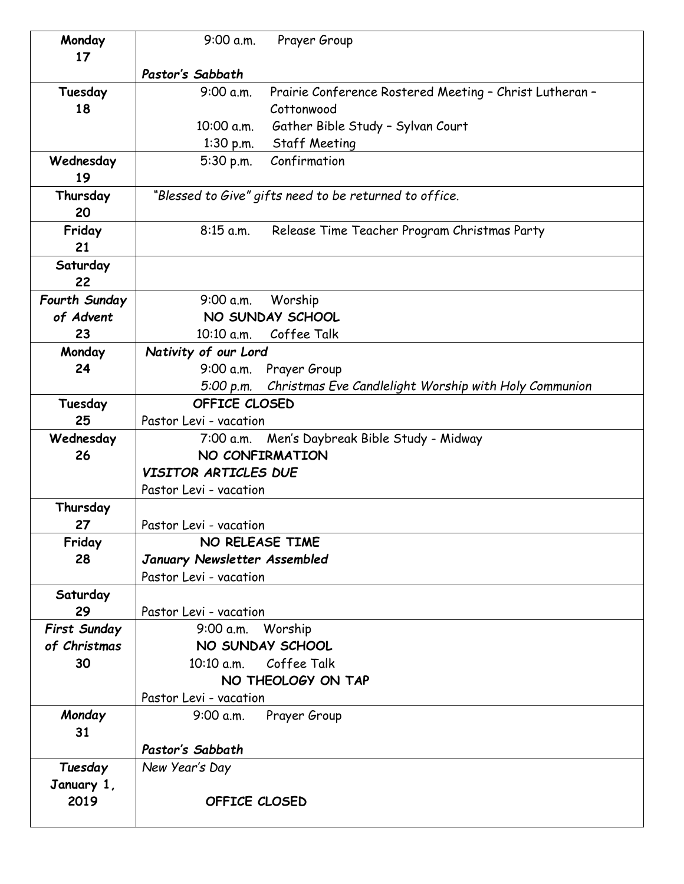| | |
|---|---|
| **Monday 17** | 9:00 a.m. Prayer Group<br><br>***Pastor's Sabbath*** |
| **Tuesday 18** | 9:00 a.m. Prairie Conference Rostered Meeting – Christ Lutheran – Cottonwood<br>10:00 a.m. Gather Bible Study – Sylvan Court<br>1:30 p.m. Staff Meeting |
| **Wednesday 19** | 5:30 p.m. Confirmation |
| **Thursday 20** | *"Blessed to Give" gifts need to be returned to office.* |
| **Friday 21** | 8:15 a.m. Release Time Teacher Program Christmas Party |
| **Saturday 22** | |
| ***Fourth Sunday of Advent*** **23** | 9:00 a.m. Worship<br>**NO SUNDAY SCHOOL**<br>10:10 a.m. Coffee Talk |
| **Monday 24** | ***Nativity of our Lord***<br>9:00 a.m. Prayer Group<br>*5:00 p.m. Christmas Eve Candlelight Worship with Holy Communion* |
| **Tuesday 25** | **OFFICE CLOSED**<br>Pastor Levi - vacation |
| **Wednesday 26** | 7:00 a.m. Men's Daybreak Bible Study - Midway<br>**NO CONFIRMATION**<br>***VISITOR ARTICLES DUE***<br>Pastor Levi - vacation |
| **Thursday 27** | Pastor Levi - vacation |
| **Friday 28** | **NO RELEASE TIME**<br>***January Newsletter Assembled***<br>Pastor Levi - vacation |
| **Saturday 29** | Pastor Levi - vacation |
| ***First Sunday of Christmas*** **30** | 9:00 a.m. Worship<br>**NO SUNDAY SCHOOL**<br>10:10 a.m. Coffee Talk<br>**NO THEOLOGY ON TAP**<br>Pastor Levi - vacation |
| ***Monday*** **31** | 9:00 a.m. Prayer Group<br><br>***Pastor's Sabbath*** |
| ***Tuesday*** **January 1, 2019** | *New Year's Day*<br><br>**OFFICE CLOSED** |